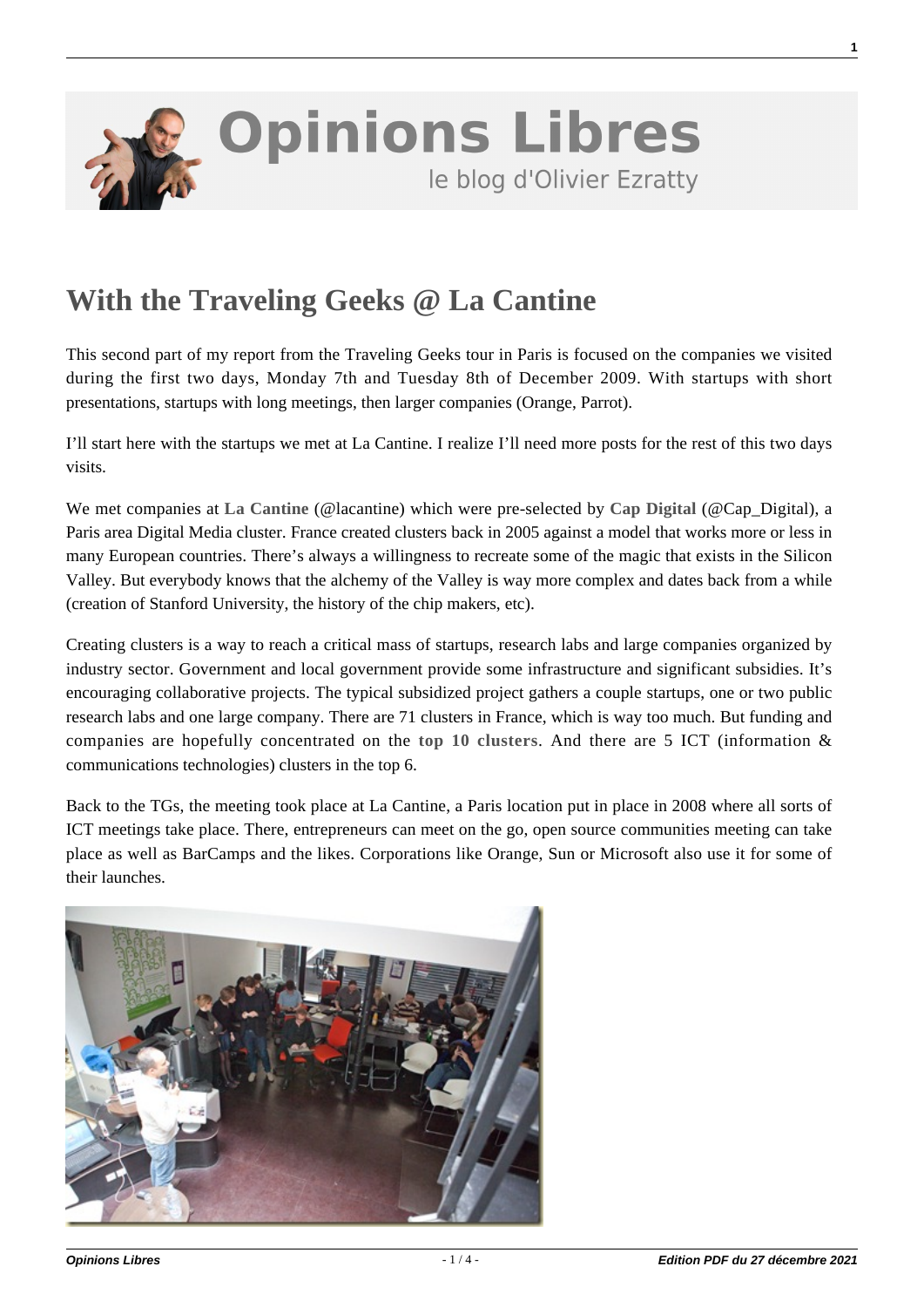# With the Traveling Geeks @ La Cantine

This second part of my report from the Traveling Geeks tour in Paris is focused on the companies we visited during the first two days, Monday 7th and Tuesday 8th of December 2009. With startups with short presentations, startups with long meetings, then larger companies (Orange, Parrot).

I'll start here with the startups we met at La Cantine. I realize I'll need more posts for the rest of this two days visits.

We met companies at **La Cantine** (@lacantine) which were pre-selected by **Cap Digital** (@Cap_Digital), a Paris area Digital Media cluster. France created clusters back in 2005 against a model that works more or less in many European countries. There's always a willingness to recreate some of the magic that exists in the Silicon Valley. But everybody knows that the alchemy of the Valley is way more complex and dates back from a while (creation of Stanford University, the history of the chip makers, etc).

Creating clusters is a way to reach a critical mass of startups, research labs and large companies organized by industry sector. Government and local government provide some infrastructure and significant subsidies. It's encouraging collaborative projects. The typical subsidized project gathers a couple startups, one or two public research labs and one large company. There are 71 clusters in France, which is way too much. But funding and companies are hopefully concentrated on the **top 10 clusters**. And there are 5 ICT (information & communications technologies) clusters in the top 6.

Back to the TGs, the meeting took place at La Cantine, a Paris location put in place in 2008 where all sorts of ICT meetings take place. There, entrepreneurs can meet on the go, open source communities meeting can take place as well as BarCamps and the likes. Corporations like Orange, Sun or Microsoft also use it for some of their launches.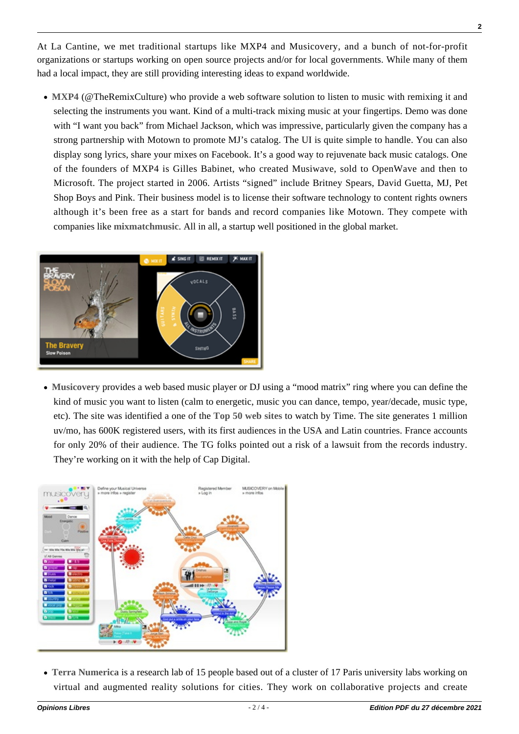At La Cantine, we met traditional startups like MXP4 and Musicovery, and a bunch of not-for-profit organizations or startups working on open source projects and/or for local governments. While many of them had a local impact, they are still providing interesting ideas to expand worldwide.

- **MXP4** (@TheRemixCulture) who provide a web software solution to listen to music with remixing it and selecting the instruments you want. Kind of a multi-track mixing music at your fingertips. Demo was done with "I want you back" from Michael Jackson, which was impressive, particularly given the company has a strong partnership with Motown to promote MJ's catalog. The UI is quite simple to handle. You can also display song lyrics, share your mixes on Facebook. It's a good way to rejuvenate back music catalogs. One of the founders of MXP4 is Gilles Babinet, who created Musiwave, sold to OpenWave and then to Microsoft. The project started in 2006. Artists "signed" include Britney Spears, David Guetta, MJ, Pet Shop Boys and Pink. Their business model is to license their software technology to content rights owners although it's been free as a start for bands and record companies like Motown. They compete with companies like **mixmatchmusic**. All in all, a startup well positioned in the global market.

- **Musicovery** provides a web based music player or DJ using a "mood matrix" ring where you can define the kind of music you want to listen (calm to energetic, music you can dance, tempo, year/decade, music type, etc). The site was identified a one of the **Top 50 web sites** to watch by Time. The site generates 1 million uv/mo, has 600K registered users, with its first audiences in the USA and Latin countries. France accounts for only 20% of their audience. The TG folks pointed out a risk of a lawsuit from the records industry. They're working on it with the help of Cap Digital.

- **Terra Numerica** is a research lab of 15 people based out of a cluster of 17 Paris university labs working on virtual and augmented reality solutions for cities. They work on collaborative projects and create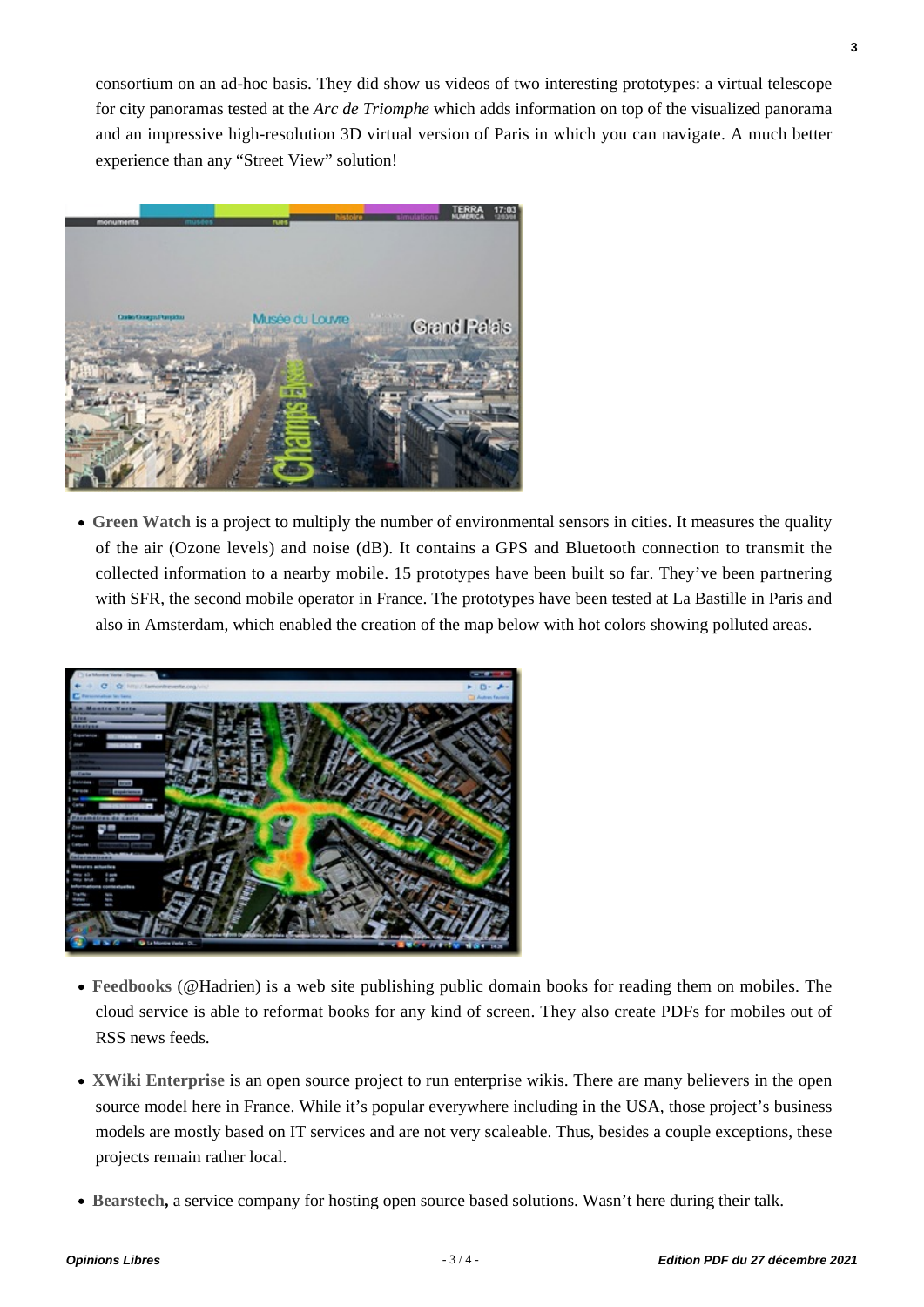consortium on an ad-hoc basis. They did show us videos of two interesting prototypes: a virtual telescope for city panoramas tested at the *Arc de Triomphe* which adds information on top of the visualized panorama and an impressive high-resolution 3D virtual version of Paris in which you can navigate. A much better experience than any "Street View" solution!

- **Green Watch** is a project to multiply the number of environmental sensors in cities. It measures the quality of the air (Ozone levels) and noise (dB). It contains a GPS and Bluetooth connection to transmit the collected information to a nearby mobile. 15 prototypes have been built so far. They've been partnering with SFR, the second mobile operator in France. The prototypes have been tested at La Bastille in Paris and also in Amsterdam, which enabled the creation of the map below with hot colors showing polluted areas.

- **Feedbooks** (@Hadrien) is a web site publishing public domain books for reading them on mobiles. The cloud service is able to reformat books for any kind of screen. They also create PDFs for mobiles out of RSS news feeds.
- **XWiki Enterprise** is an open source project to run enterprise wikis. There are many believers in the open source model here in France. While it's popular everywhere including in the USA, those project's business models are mostly based on IT services and are not very scaleable. Thus, besides a couple exceptions, these projects remain rather local.
- **Bearstech,** a service company for hosting open source based solutions. Wasn't here during their talk.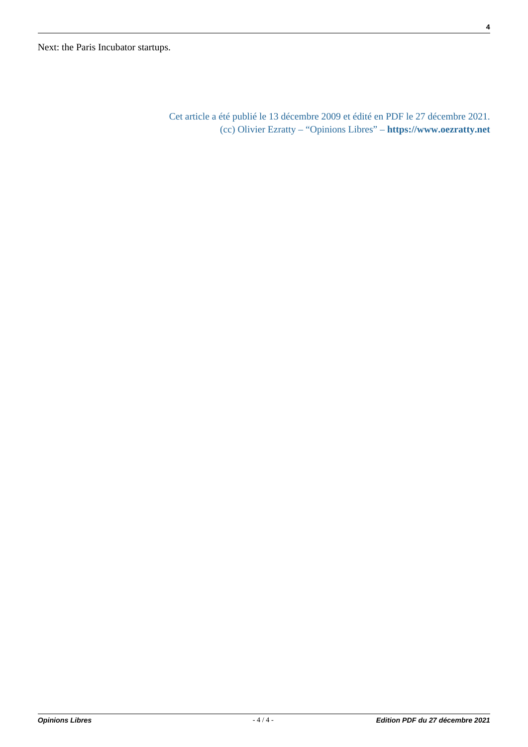Next: the Paris Incubator startups.

Cet article a été publié le 13 décembre 2009 et édité en PDF le 27 décembre 2021.
(cc) Olivier Ezratty – "Opinions Libres" – **https://www.oezratty.net**